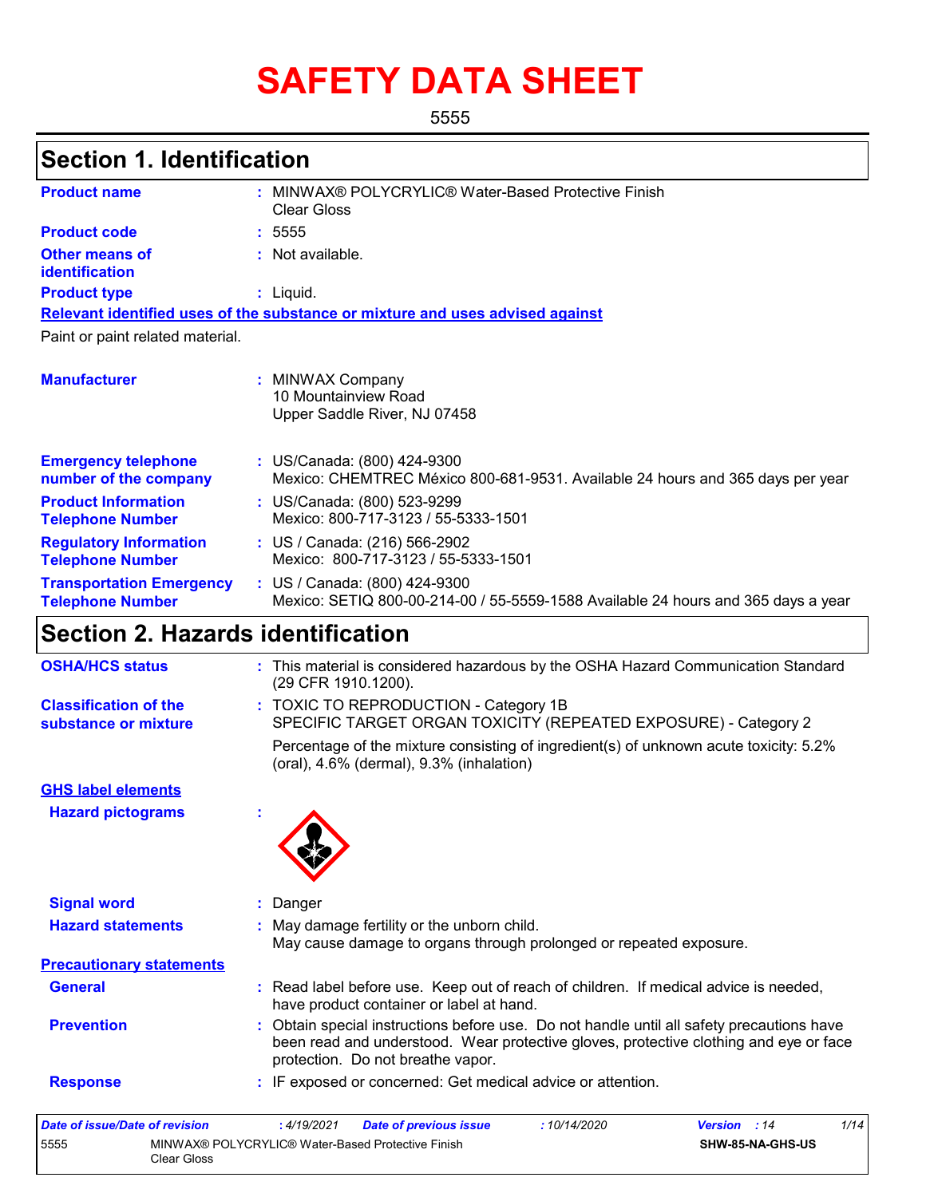# SAFETY DATA SHEET

5555

## Section 1. Identification

**Product name** : MINWAX® POLYCRYLIC® Water-Based Protective Finish Clear Gloss

**Product code** : 5555

**Other means of identification** : Not available.

**Product type** : Liquid.

**Relevant identified uses of the substance or mixture and uses advised against**

Paint or paint related material.

**Manufacturer** : MINWAX Company
10 Mountainview Road
Upper Saddle River, NJ 07458

**Emergency telephone number of the company** : US/Canada: (800) 424-9300
Mexico: CHEMTREC México 800-681-9531. Available 24 hours and 365 days per year

**Product Information Telephone Number** : US/Canada: (800) 523-9299
Mexico: 800-717-3123 / 55-5333-1501

**Regulatory Information Telephone Number** : US / Canada: (216) 566-2902
Mexico: 800-717-3123 / 55-5333-1501

**Transportation Emergency Telephone Number** : US / Canada: (800) 424-9300
Mexico: SETIQ 800-00-214-00 / 55-5559-1588 Available 24 hours and 365 days a year

## Section 2. Hazards identification

**OSHA/HCS status** : This material is considered hazardous by the OSHA Hazard Communication Standard (29 CFR 1910.1200).

**Classification of the substance or mixture** : TOXIC TO REPRODUCTION - Category 1B
SPECIFIC TARGET ORGAN TOXICITY (REPEATED EXPOSURE) - Category 2

Percentage of the mixture consisting of ingredient(s) of unknown acute toxicity: 5.2% (oral), 4.6% (dermal), 9.3% (inhalation)

**GHS label elements**

**Hazard pictograms** :

**Signal word** : Danger

**Hazard statements** : May damage fertility or the unborn child.
May cause damage to organs through prolonged or repeated exposure.

**Precautionary statements**

**General** : Read label before use. Keep out of reach of children. If medical advice is needed, have product container or label at hand.

**Prevention** : Obtain special instructions before use. Do not handle until all safety precautions have been read and understood. Wear protective gloves, protective clothing and eye or face protection. Do not breathe vapor.

**Response** : IF exposed or concerned: Get medical advice or attention.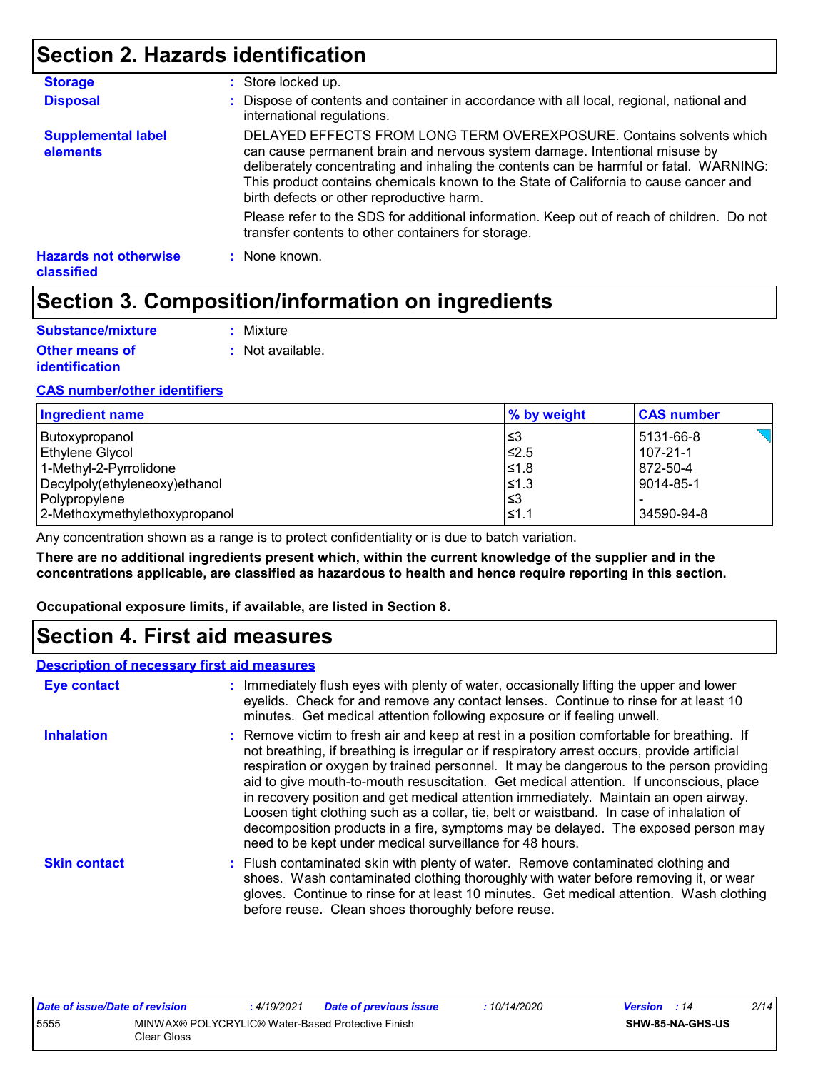## Section 2. Hazards identification

**Storage** : Store locked up.

**Disposal** : Dispose of contents and container in accordance with all local, regional, national and international regulations.

**Supplemental label elements**

DELAYED EFFECTS FROM LONG TERM OVEREXPOSURE. Contains solvents which can cause permanent brain and nervous system damage. Intentional misuse by deliberately concentrating and inhaling the contents can be harmful or fatal. WARNING: This product contains chemicals known to the State of California to cause cancer and birth defects or other reproductive harm.

Please refer to the SDS for additional information. Keep out of reach of children. Do not transfer contents to other containers for storage.

**Hazards not otherwise classified** : None known.

## Section 3. Composition/information on ingredients

**Substance/mixture** : Mixture

**Other means of identification** : Not available.

**CAS number/other identifiers**

| Ingredient name | % by weight | CAS number |
|---|---|---|
| Butoxypropanol | ≤3 | 5131-66-8 |
| Ethylene Glycol | ≤2.5 | 107-21-1 |
| 1-Methyl-2-Pyrrolidone | ≤1.8 | 872-50-4 |
| Decylpoly(ethyleneoxy)ethanol | ≤1.3 | 9014-85-1 |
| Polypropylene | ≤3 | - |
| 2-Methoxymethylethoxypropanol | ≤1.1 | 34590-94-8 |

Any concentration shown as a range is to protect confidentiality or is due to batch variation.

**There are no additional ingredients present which, within the current knowledge of the supplier and in the concentrations applicable, are classified as hazardous to health and hence require reporting in this section.**

**Occupational exposure limits, if available, are listed in Section 8.**

## Section 4. First aid measures

**Description of necessary first aid measures**

**Eye contact** : Immediately flush eyes with plenty of water, occasionally lifting the upper and lower eyelids. Check for and remove any contact lenses. Continue to rinse for at least 10 minutes. Get medical attention following exposure or if feeling unwell.

**Inhalation** : Remove victim to fresh air and keep at rest in a position comfortable for breathing. If not breathing, if breathing is irregular or if respiratory arrest occurs, provide artificial respiration or oxygen by trained personnel. It may be dangerous to the person providing aid to give mouth-to-mouth resuscitation. Get medical attention. If unconscious, place in recovery position and get medical attention immediately. Maintain an open airway. Loosen tight clothing such as a collar, tie, belt or waistband. In case of inhalation of decomposition products in a fire, symptoms may be delayed. The exposed person may need to be kept under medical surveillance for 48 hours.

**Skin contact** : Flush contaminated skin with plenty of water. Remove contaminated clothing and shoes. Wash contaminated clothing thoroughly with water before removing it, or wear gloves. Continue to rinse for at least 10 minutes. Get medical attention. Wash clothing before reuse. Clean shoes thoroughly before reuse.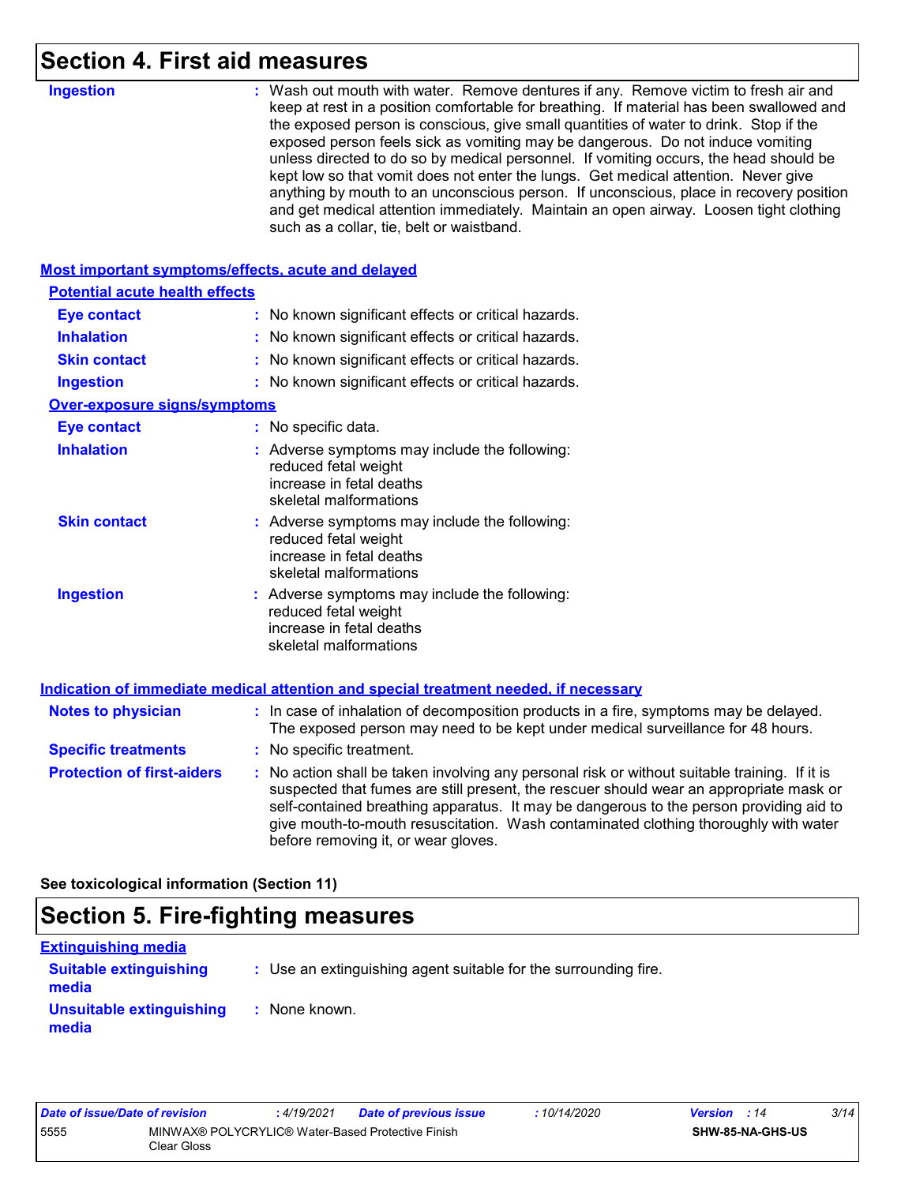## Section 4. First aid measures

**Ingestion** : Wash out mouth with water. Remove dentures if any. Remove victim to fresh air and keep at rest in a position comfortable for breathing. If material has been swallowed and the exposed person is conscious, give small quantities of water to drink. Stop if the exposed person feels sick as vomiting may be dangerous. Do not induce vomiting unless directed to do so by medical personnel. If vomiting occurs, the head should be kept low so that vomit does not enter the lungs. Get medical attention. Never give anything by mouth to an unconscious person. If unconscious, place in recovery position and get medical attention immediately. Maintain an open airway. Loosen tight clothing such as a collar, tie, belt or waistband.

### Most important symptoms/effects, acute and delayed

#### Potential acute health effects

**Eye contact** : No known significant effects or critical hazards.

**Inhalation** : No known significant effects or critical hazards.

**Skin contact** : No known significant effects or critical hazards.

**Ingestion** : No known significant effects or critical hazards.

#### Over-exposure signs/symptoms

**Eye contact** : No specific data.

**Inhalation** : Adverse symptoms may include the following:
reduced fetal weight
increase in fetal deaths
skeletal malformations

**Skin contact** : Adverse symptoms may include the following:
reduced fetal weight
increase in fetal deaths
skeletal malformations

**Ingestion** : Adverse symptoms may include the following:
reduced fetal weight
increase in fetal deaths
skeletal malformations

### Indication of immediate medical attention and special treatment needed, if necessary

**Notes to physician** : In case of inhalation of decomposition products in a fire, symptoms may be delayed. The exposed person may need to be kept under medical surveillance for 48 hours.

**Specific treatments** : No specific treatment.

**Protection of first-aiders** : No action shall be taken involving any personal risk or without suitable training. If it is suspected that fumes are still present, the rescuer should wear an appropriate mask or self-contained breathing apparatus. It may be dangerous to the person providing aid to give mouth-to-mouth resuscitation. Wash contaminated clothing thoroughly with water before removing it, or wear gloves.

**See toxicological information (Section 11)**

## Section 5. Fire-fighting measures

### Extinguishing media

**Suitable extinguishing media** : Use an extinguishing agent suitable for the surrounding fire.

**Unsuitable extinguishing media** : None known.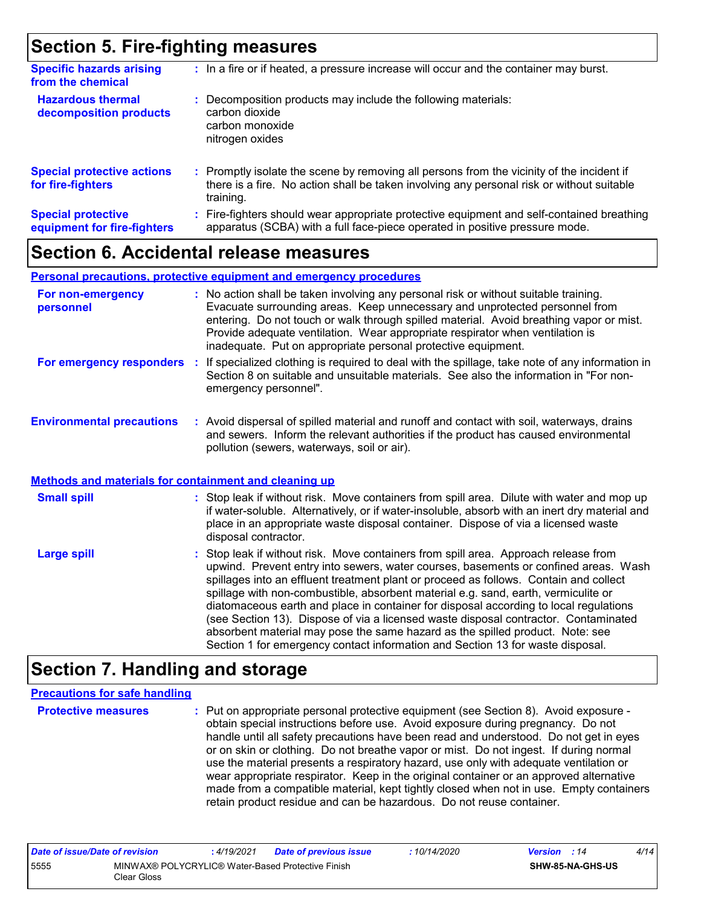# Section 5. Fire-fighting measures

**Specific hazards arising from the chemical** : In a fire or if heated, a pressure increase will occur and the container may burst.

**Hazardous thermal decomposition products** : Decomposition products may include the following materials:
carbon dioxide
carbon monoxide
nitrogen oxides

**Special protective actions for fire-fighters** : Promptly isolate the scene by removing all persons from the vicinity of the incident if there is a fire. No action shall be taken involving any personal risk or without suitable training.

**Special protective equipment for fire-fighters** : Fire-fighters should wear appropriate protective equipment and self-contained breathing apparatus (SCBA) with a full face-piece operated in positive pressure mode.

# Section 6. Accidental release measures

## Personal precautions, protective equipment and emergency procedures

**For non-emergency personnel** : No action shall be taken involving any personal risk or without suitable training. Evacuate surrounding areas. Keep unnecessary and unprotected personnel from entering. Do not touch or walk through spilled material. Avoid breathing vapor or mist. Provide adequate ventilation. Wear appropriate respirator when ventilation is inadequate. Put on appropriate personal protective equipment.

**For emergency responders** : If specialized clothing is required to deal with the spillage, take note of any information in Section 8 on suitable and unsuitable materials. See also the information in "For non-emergency personnel".

**Environmental precautions** : Avoid dispersal of spilled material and runoff and contact with soil, waterways, drains and sewers. Inform the relevant authorities if the product has caused environmental pollution (sewers, waterways, soil or air).

## Methods and materials for containment and cleaning up

**Small spill** : Stop leak if without risk. Move containers from spill area. Dilute with water and mop up if water-soluble. Alternatively, or if water-insoluble, absorb with an inert dry material and place in an appropriate waste disposal container. Dispose of via a licensed waste disposal contractor.

**Large spill** : Stop leak if without risk. Move containers from spill area. Approach release from upwind. Prevent entry into sewers, water courses, basements or confined areas. Wash spillages into an effluent treatment plant or proceed as follows. Contain and collect spillage with non-combustible, absorbent material e.g. sand, earth, vermiculite or diatomaceous earth and place in container for disposal according to local regulations (see Section 13). Dispose of via a licensed waste disposal contractor. Contaminated absorbent material may pose the same hazard as the spilled product. Note: see Section 1 for emergency contact information and Section 13 for waste disposal.

# Section 7. Handling and storage

## Precautions for safe handling

**Protective measures** : Put on appropriate personal protective equipment (see Section 8). Avoid exposure - obtain special instructions before use. Avoid exposure during pregnancy. Do not handle until all safety precautions have been read and understood. Do not get in eyes or on skin or clothing. Do not breathe vapor or mist. Do not ingest. If during normal use the material presents a respiratory hazard, use only with adequate ventilation or wear appropriate respirator. Keep in the original container or an approved alternative made from a compatible material, kept tightly closed when not in use. Empty containers retain product residue and can be hazardous. Do not reuse container.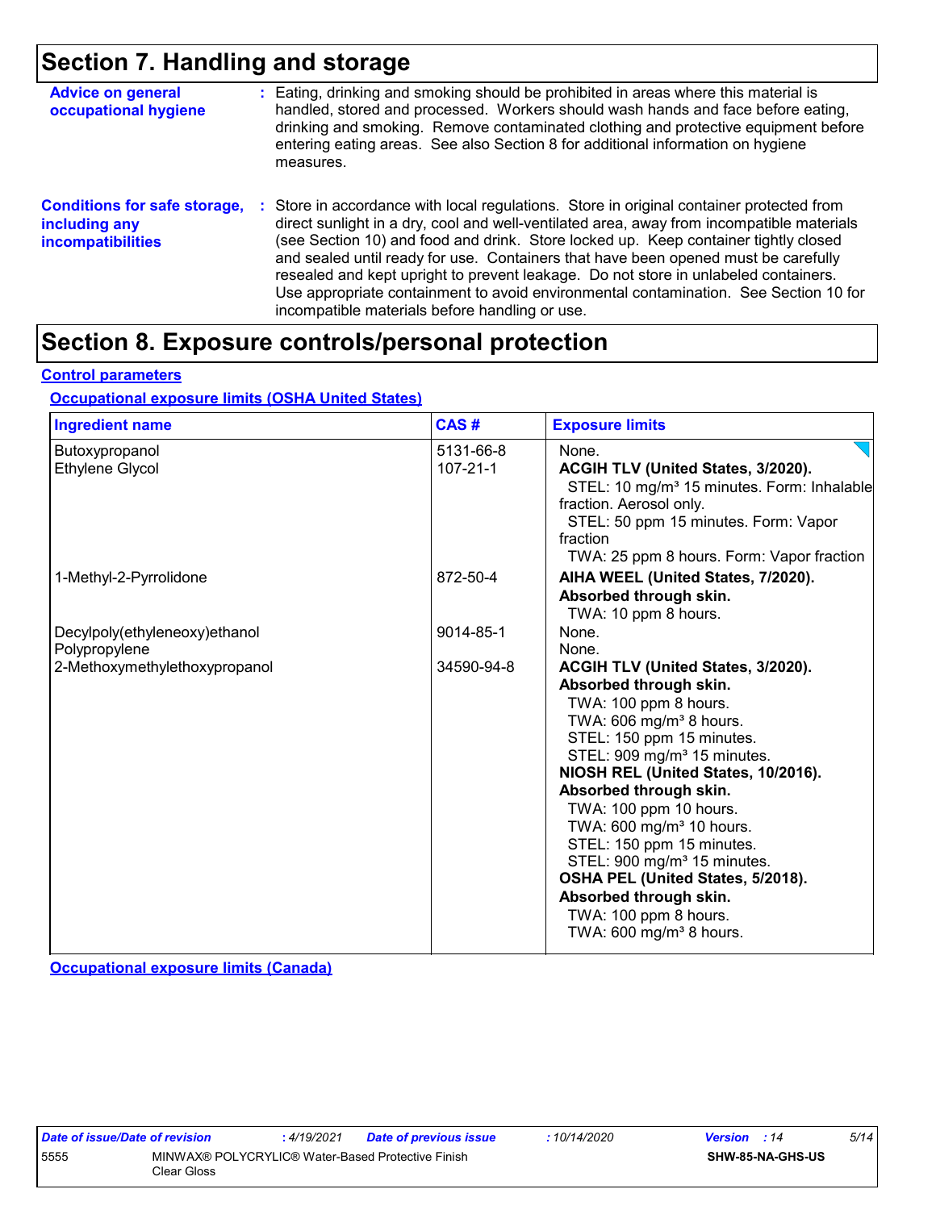## Section 7. Handling and storage

**Advice on general occupational hygiene** : Eating, drinking and smoking should be prohibited in areas where this material is handled, stored and processed. Workers should wash hands and face before eating, drinking and smoking. Remove contaminated clothing and protective equipment before entering eating areas. See also Section 8 for additional information on hygiene measures.

**Conditions for safe storage, including any incompatibilities** : Store in accordance with local regulations. Store in original container protected from direct sunlight in a dry, cool and well-ventilated area, away from incompatible materials (see Section 10) and food and drink. Store locked up. Keep container tightly closed and sealed until ready for use. Containers that have been opened must be carefully resealed and kept upright to prevent leakage. Do not store in unlabeled containers. Use appropriate containment to avoid environmental contamination. See Section 10 for incompatible materials before handling or use.

## Section 8. Exposure controls/personal protection

### Control parameters

#### Occupational exposure limits (OSHA United States)

| Ingredient name | CAS # | Exposure limits |
|---|---|---|
| Butoxypropanol | 5131-66-8 | None. |
| Ethylene Glycol | 107-21-1 | **ACGIH TLV (United States, 3/2020).**<br>STEL: 10 mg/m³ 15 minutes. Form: Inhalable fraction. Aerosol only.<br>STEL: 50 ppm 15 minutes. Form: Vapor fraction<br>TWA: 25 ppm 8 hours. Form: Vapor fraction |
| 1-Methyl-2-Pyrrolidone | 872-50-4 | **AIHA WEEL (United States, 7/2020). Absorbed through skin.**<br>TWA: 10 ppm 8 hours. |
| Decylpoly(ethyleneoxy)ethanol | 9014-85-1 | None. |
| Polypropylene | | None. |
| 2-Methoxymethylethoxypropanol | 34590-94-8 | **ACGIH TLV (United States, 3/2020). Absorbed through skin.**<br>TWA: 100 ppm 8 hours.<br>TWA: 606 mg/m³ 8 hours.<br>STEL: 150 ppm 15 minutes.<br>STEL: 909 mg/m³ 15 minutes.<br>**NIOSH REL (United States, 10/2016). Absorbed through skin.**<br>TWA: 100 ppm 10 hours.<br>TWA: 600 mg/m³ 10 hours.<br>STEL: 150 ppm 15 minutes.<br>STEL: 900 mg/m³ 15 minutes.<br>**OSHA PEL (United States, 5/2018). Absorbed through skin.**<br>TWA: 100 ppm 8 hours.<br>TWA: 600 mg/m³ 8 hours. |

#### Occupational exposure limits (Canada)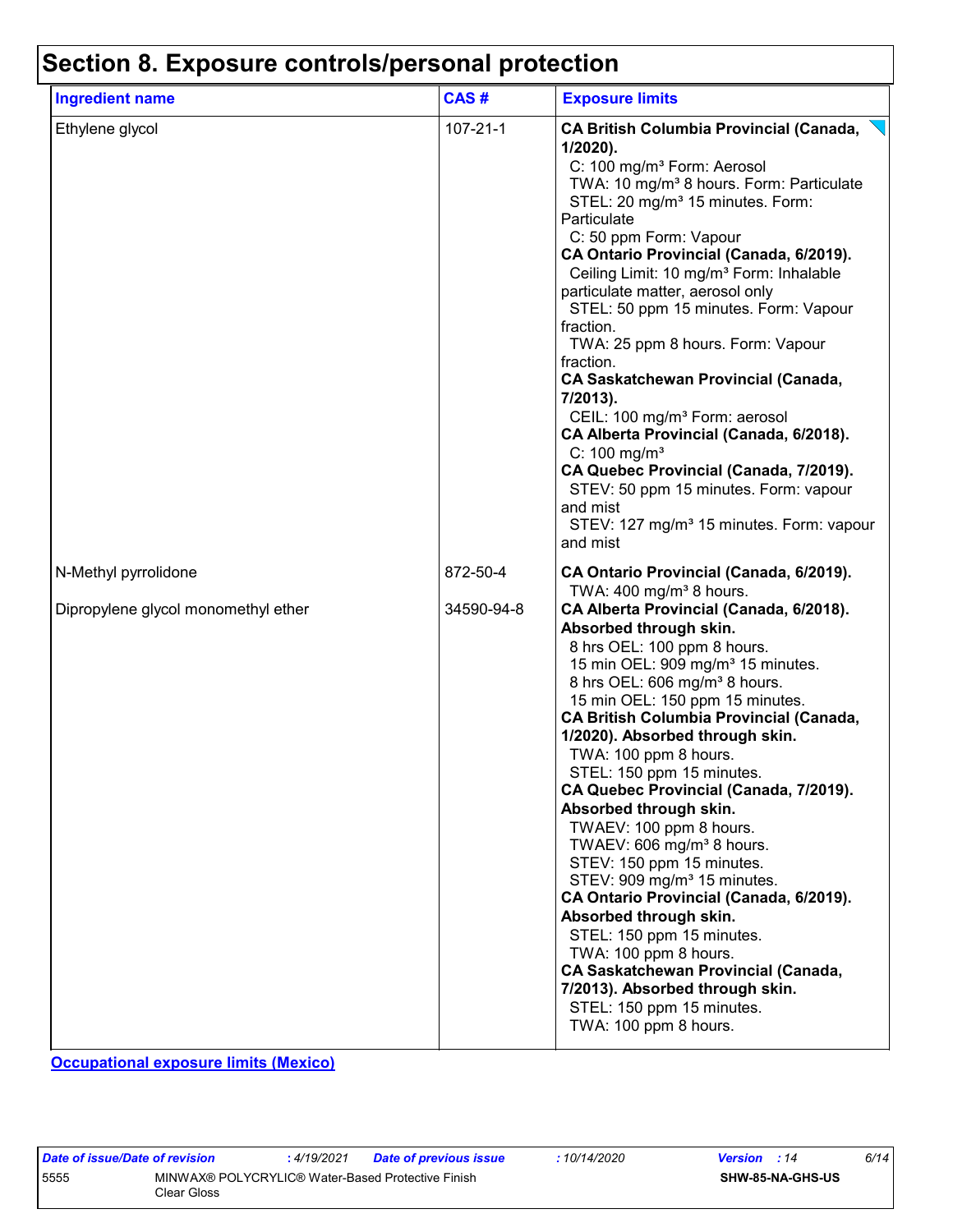# Section 8. Exposure controls/personal protection

| Ingredient name | CAS # | Exposure limits |
| --- | --- | --- |
| Ethylene glycol | 107-21-1 | **CA British Columbia Provincial (Canada, 1/2020).**<br>C: 100 mg/m³ Form: Aerosol<br>TWA: 10 mg/m³ 8 hours. Form: Particulate<br>STEL: 20 mg/m³ 15 minutes. Form: Particulate<br>C: 50 ppm Form: Vapour<br>**CA Ontario Provincial (Canada, 6/2019).**<br>Ceiling Limit: 10 mg/m³ Form: Inhalable particulate matter, aerosol only<br>STEL: 50 ppm 15 minutes. Form: Vapour fraction.<br>TWA: 25 ppm 8 hours. Form: Vapour fraction.<br>**CA Saskatchewan Provincial (Canada, 7/2013).**<br>CEIL: 100 mg/m³ Form: aerosol<br>**CA Alberta Provincial (Canada, 6/2018).**<br>C: 100 mg/m³<br>**CA Quebec Provincial (Canada, 7/2019).**<br>STEV: 50 ppm 15 minutes. Form: vapour and mist<br>STEV: 127 mg/m³ 15 minutes. Form: vapour and mist |
| N-Methyl pyrrolidone | 872-50-4 | **CA Ontario Provincial (Canada, 6/2019).**<br>TWA: 400 mg/m³ 8 hours. |
| Dipropylene glycol monomethyl ether | 34590-94-8 | **CA Alberta Provincial (Canada, 6/2018). Absorbed through skin.**<br>8 hrs OEL: 100 ppm 8 hours.<br>15 min OEL: 909 mg/m³ 15 minutes.<br>8 hrs OEL: 606 mg/m³ 8 hours.<br>15 min OEL: 150 ppm 15 minutes.<br>**CA British Columbia Provincial (Canada, 1/2020). Absorbed through skin.**<br>TWA: 100 ppm 8 hours.<br>STEL: 150 ppm 15 minutes.<br>**CA Quebec Provincial (Canada, 7/2019). Absorbed through skin.**<br>TWAEV: 100 ppm 8 hours.<br>TWAEV: 606 mg/m³ 8 hours.<br>STEV: 150 ppm 15 minutes.<br>STEV: 909 mg/m³ 15 minutes.<br>**CA Ontario Provincial (Canada, 6/2019). Absorbed through skin.**<br>STEL: 150 ppm 15 minutes.<br>TWA: 100 ppm 8 hours.<br>**CA Saskatchewan Provincial (Canada, 7/2013). Absorbed through skin.**<br>STEL: 150 ppm 15 minutes.<br>TWA: 100 ppm 8 hours. |

**Occupational exposure limits (Mexico)**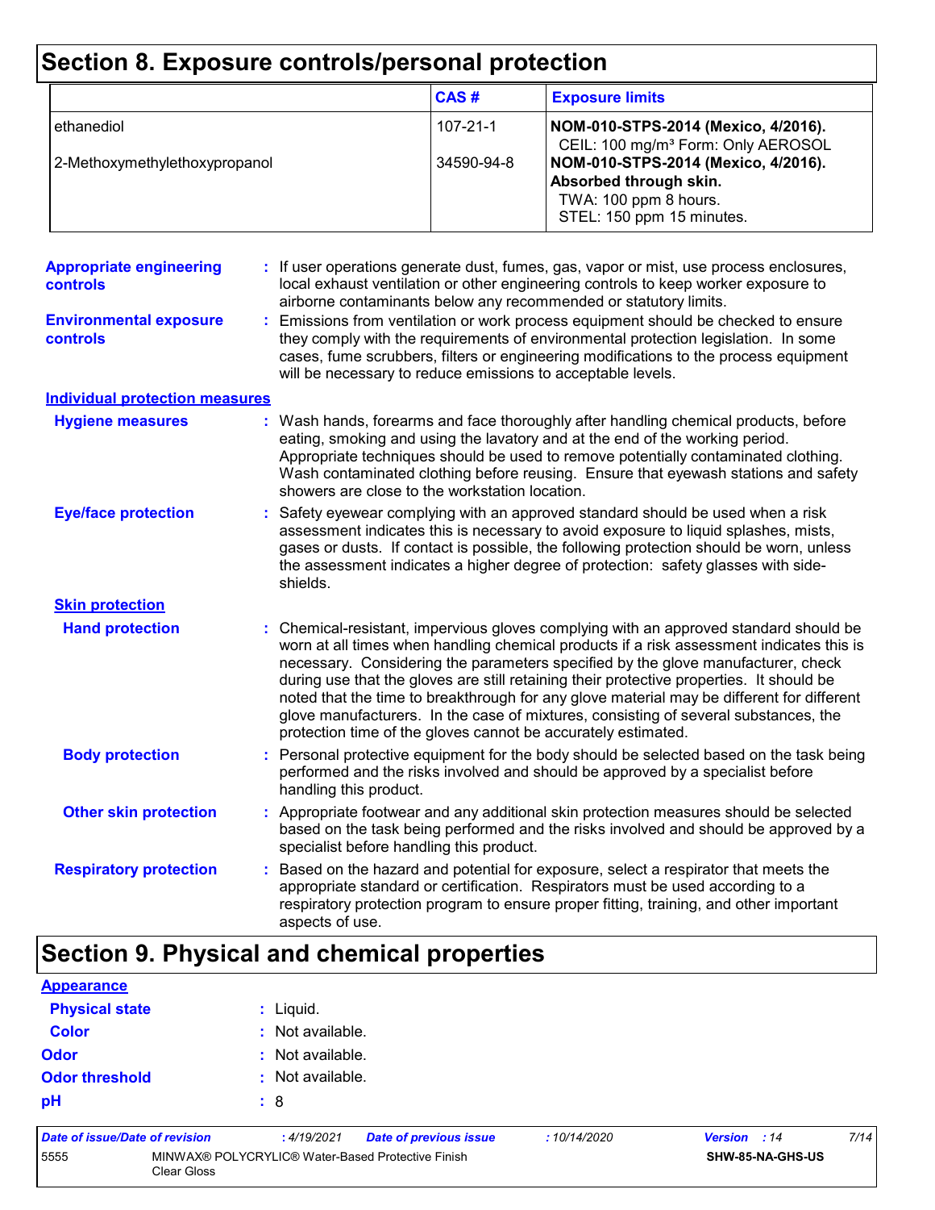# Section 8. Exposure controls/personal protection

| | CAS # | Exposure limits |
|---|---|---|
| ethanediol | 107-21-1 | **NOM-010-STPS-2014 (Mexico, 4/2016).** CEIL: 100 mg/m³ Form: Only AEROSOL |
| 2-Methoxymethylethoxypropanol | 34590-94-8 | **NOM-010-STPS-2014 (Mexico, 4/2016). Absorbed through skin.** TWA: 100 ppm 8 hours. STEL: 150 ppm 15 minutes. |

**Appropriate engineering controls** : If user operations generate dust, fumes, gas, vapor or mist, use process enclosures, local exhaust ventilation or other engineering controls to keep worker exposure to airborne contaminants below any recommended or statutory limits.

**Environmental exposure controls** : Emissions from ventilation or work process equipment should be checked to ensure they comply with the requirements of environmental protection legislation. In some cases, fume scrubbers, filters or engineering modifications to the process equipment will be necessary to reduce emissions to acceptable levels.

## Individual protection measures

**Hygiene measures** : Wash hands, forearms and face thoroughly after handling chemical products, before eating, smoking and using the lavatory and at the end of the working period. Appropriate techniques should be used to remove potentially contaminated clothing. Wash contaminated clothing before reusing. Ensure that eyewash stations and safety showers are close to the workstation location.

**Eye/face protection** : Safety eyewear complying with an approved standard should be used when a risk assessment indicates this is necessary to avoid exposure to liquid splashes, mists, gases or dusts. If contact is possible, the following protection should be worn, unless the assessment indicates a higher degree of protection: safety glasses with side-shields.

### Skin protection

**Hand protection** : Chemical-resistant, impervious gloves complying with an approved standard should be worn at all times when handling chemical products if a risk assessment indicates this is necessary. Considering the parameters specified by the glove manufacturer, check during use that the gloves are still retaining their protective properties. It should be noted that the time to breakthrough for any glove material may be different for different glove manufacturers. In the case of mixtures, consisting of several substances, the protection time of the gloves cannot be accurately estimated.

**Body protection** : Personal protective equipment for the body should be selected based on the task being performed and the risks involved and should be approved by a specialist before handling this product.

**Other skin protection** : Appropriate footwear and any additional skin protection measures should be selected based on the task being performed and the risks involved and should be approved by a specialist before handling this product.

**Respiratory protection** : Based on the hazard and potential for exposure, select a respirator that meets the appropriate standard or certification. Respirators must be used according to a respiratory protection program to ensure proper fitting, training, and other important aspects of use.

# Section 9. Physical and chemical properties

## Appearance

**Physical state** : Liquid.

**Color** : Not available.

**Odor** : Not available.

**Odor threshold** : Not available.

**pH** : 8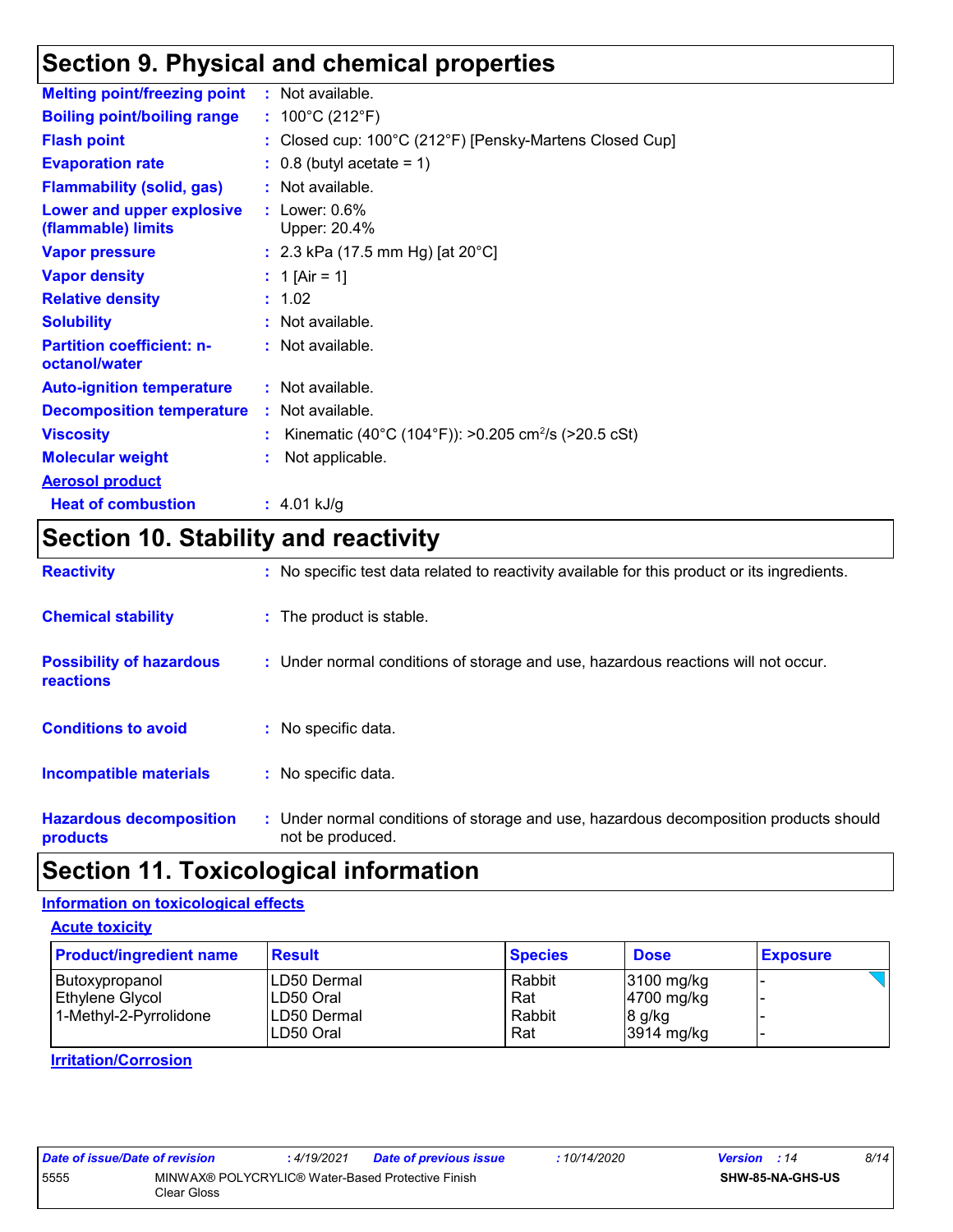## Section 9. Physical and chemical properties

| | | |
|---|---|---|
| **Melting point/freezing point** | : | Not available. |
| **Boiling point/boiling range** | : | 100°C (212°F) |
| **Flash point** | : | Closed cup: 100°C (212°F) [Pensky-Martens Closed Cup] |
| **Evaporation rate** | : | 0.8 (butyl acetate = 1) |
| **Flammability (solid, gas)** | : | Not available. |
| **Lower and upper explosive (flammable) limits** | : | Lower: 0.6%<br>Upper: 20.4% |
| **Vapor pressure** | : | 2.3 kPa (17.5 mm Hg) [at 20°C] |
| **Vapor density** | : | 1 [Air = 1] |
| **Relative density** | : | 1.02 |
| **Solubility** | : | Not available. |
| **Partition coefficient: n-octanol/water** | : | Not available. |
| **Auto-ignition temperature** | : | Not available. |
| **Decomposition temperature** | : | Not available. |
| **Viscosity** | : | Kinematic (40°C (104°F)): >0.205 $cm^2/s$ (>20.5 cSt) |
| **Molecular weight** | : | Not applicable. |
| **Aerosol product** | | |
| **Heat of combustion** | : | 4.01 kJ/g |

## Section 10. Stability and reactivity

| | | |
|---|---|---|
| **Reactivity** | : | No specific test data related to reactivity available for this product or its ingredients. |
| **Chemical stability** | : | The product is stable. |
| **Possibility of hazardous reactions** | : | Under normal conditions of storage and use, hazardous reactions will not occur. |
| **Conditions to avoid** | : | No specific data. |
| **Incompatible materials** | : | No specific data. |
| **Hazardous decomposition products** | : | Under normal conditions of storage and use, hazardous decomposition products should not be produced. |

## Section 11. Toxicological information

### Information on toxicological effects

#### Acute toxicity

| Product/ingredient name | Result | Species | Dose | Exposure |
|---|---|---|---|---|
| Butoxypropanol | LD50 Dermal | Rabbit | 3100 mg/kg | - |
| Ethylene Glycol | LD50 Oral | Rat | 4700 mg/kg | - |
| 1-Methyl-2-Pyrrolidone | LD50 Dermal | Rabbit | 8 g/kg | - |
| | LD50 Oral | Rat | 3914 mg/kg | - |

#### Irritation/Corrosion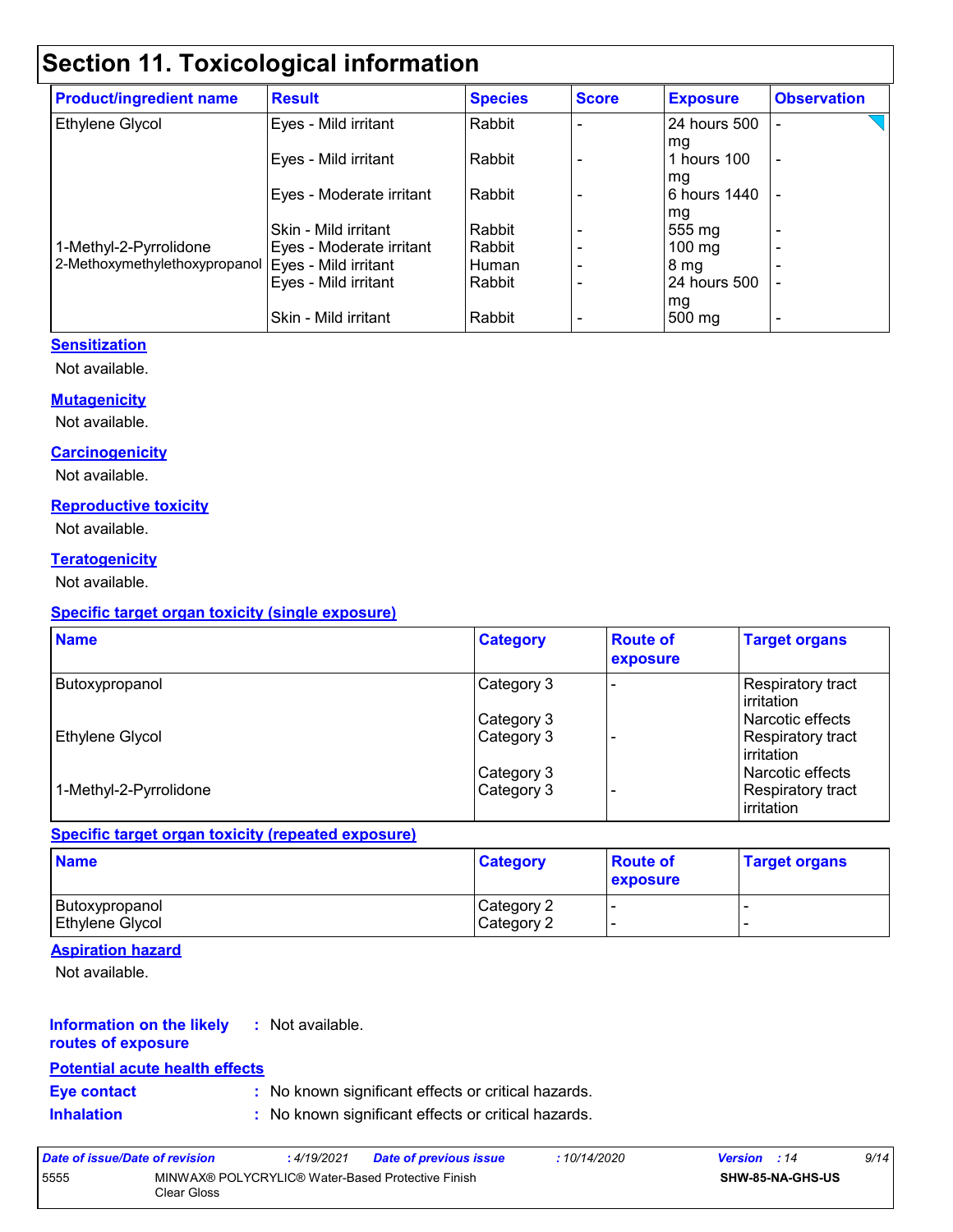# Section 11. Toxicological information

| Product/ingredient name | Result | Species | Score | Exposure | Observation |
|---|---|---|---|---|---|
| Ethylene Glycol | Eyes - Mild irritant | Rabbit | - | 24 hours 500 mg | - |
| | Eyes - Mild irritant | Rabbit | - | 1 hours 100 mg | - |
| | Eyes - Moderate irritant | Rabbit | - | 6 hours 1440 mg | - |
| | Skin - Mild irritant | Rabbit | - | 555 mg | - |
| 1-Methyl-2-Pyrrolidone | Eyes - Moderate irritant | Rabbit | - | 100 mg | - |
| 2-Methoxymethylethoxypropanol | Eyes - Mild irritant | Human | - | 8 mg | - |
| | Eyes - Mild irritant | Rabbit | - | 24 hours 500 mg | - |
| | Skin - Mild irritant | Rabbit | - | 500 mg | - |

**Sensitization**

Not available.

**Mutagenicity**

Not available.

**Carcinogenicity**

Not available.

**Reproductive toxicity**

Not available.

**Teratogenicity**

Not available.

**Specific target organ toxicity (single exposure)**

| Name | Category | Route of exposure | Target organs |
|---|---|---|---|
| Butoxypropanol | Category 3 | - | Respiratory tract irritation |
| | Category 3 | | Narcotic effects |
| Ethylene Glycol | Category 3 | - | Respiratory tract irritation |
| | Category 3 | | Narcotic effects |
| 1-Methyl-2-Pyrrolidone | Category 3 | - | Respiratory tract irritation |

**Specific target organ toxicity (repeated exposure)**

| Name | Category | Route of exposure | Target organs |
|---|---|---|---|
| Butoxypropanol | Category 2 | - | - |
| Ethylene Glycol | Category 2 | - | - |

**Aspiration hazard**

Not available.

**Information on the likely routes of exposure** : Not available.

**Potential acute health effects**

**Eye contact** : No known significant effects or critical hazards.

**Inhalation** : No known significant effects or critical hazards.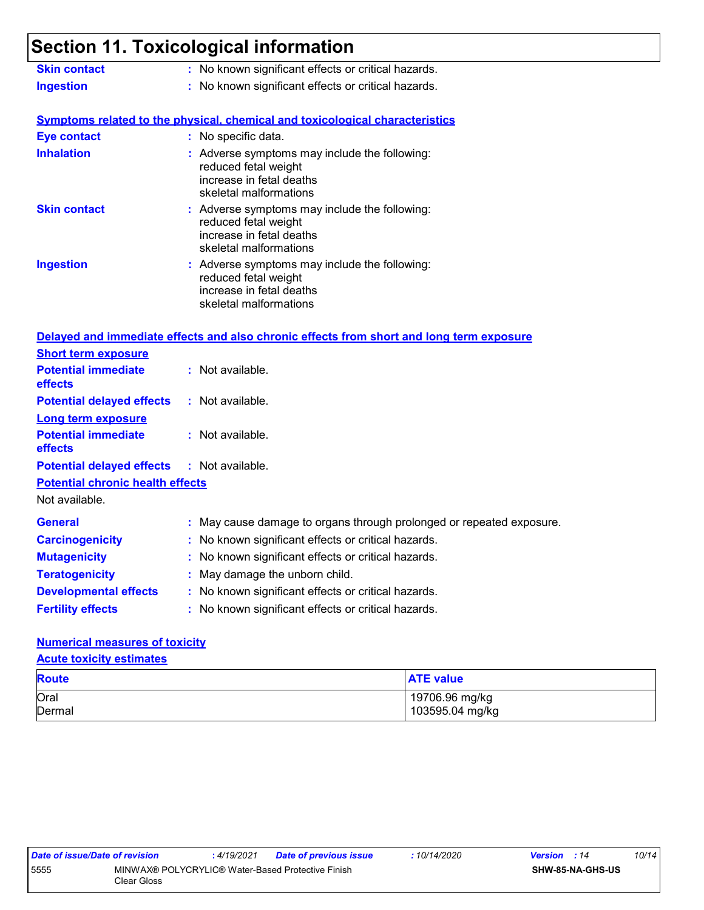# Section 11. Toxicological information

**Skin contact** : No known significant effects or critical hazards.

**Ingestion** : No known significant effects or critical hazards.

**Symptoms related to the physical, chemical and toxicological characteristics**

**Eye contact** : No specific data.

**Inhalation** : Adverse symptoms may include the following:
reduced fetal weight
increase in fetal deaths
skeletal malformations

**Skin contact** : Adverse symptoms may include the following:
reduced fetal weight
increase in fetal deaths
skeletal malformations

**Ingestion** : Adverse symptoms may include the following:
reduced fetal weight
increase in fetal deaths
skeletal malformations

**Delayed and immediate effects and also chronic effects from short and long term exposure**

**Short term exposure**

**Potential immediate effects** : Not available.

**Potential delayed effects** : Not available.

**Long term exposure**

**Potential immediate effects** : Not available.

**Potential delayed effects** : Not available.

**Potential chronic health effects**

Not available.

**General** : May cause damage to organs through prolonged or repeated exposure.

**Carcinogenicity** : No known significant effects or critical hazards.

**Mutagenicity** : No known significant effects or critical hazards.

**Teratogenicity** : May damage the unborn child.

**Developmental effects** : No known significant effects or critical hazards.

**Fertility effects** : No known significant effects or critical hazards.

**Numerical measures of toxicity**

**Acute toxicity estimates**

| Route | ATE value |
| --- | --- |
| Oral | 19706.96 mg/kg |
| Dermal | 103595.04 mg/kg |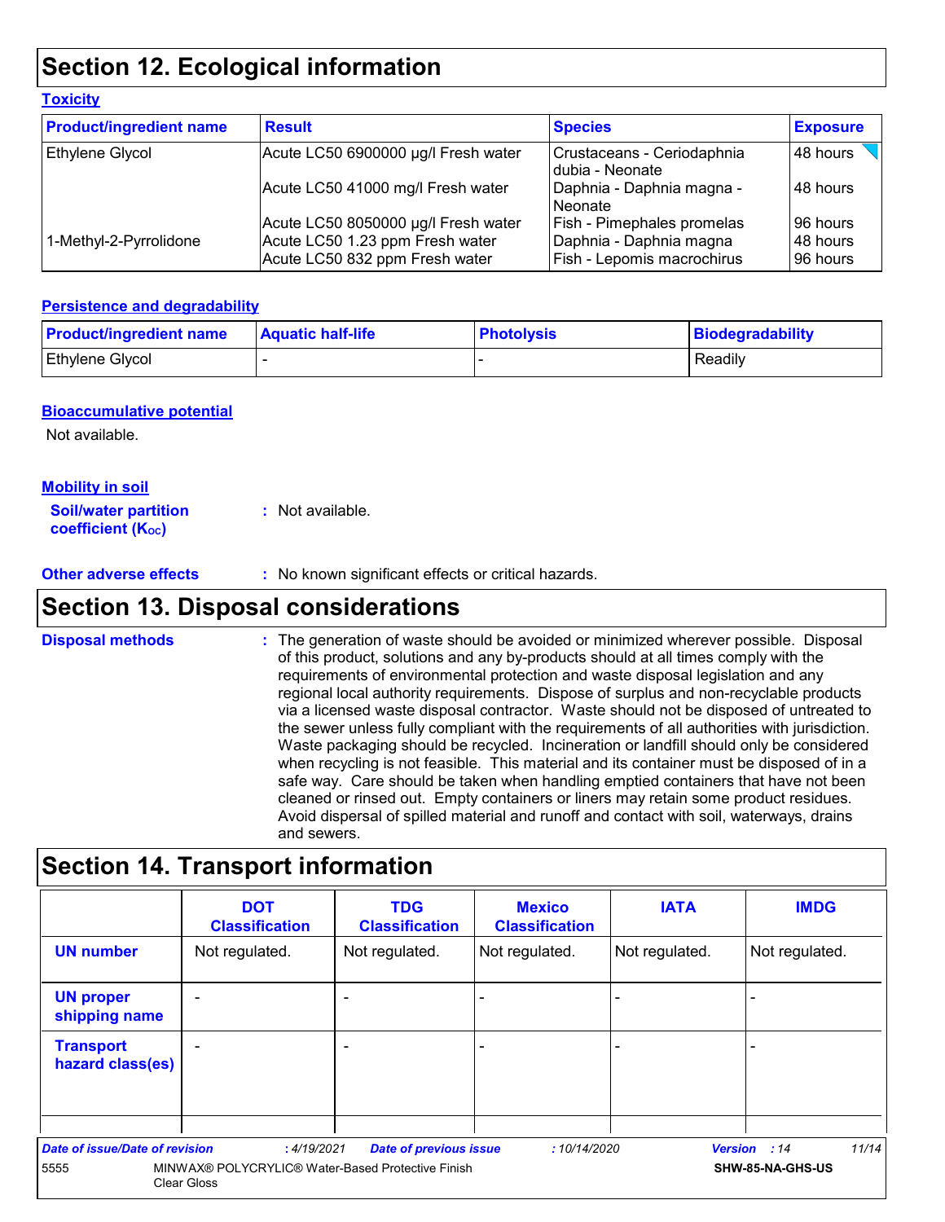# Section 12. Ecological information

### Toxicity

| Product/ingredient name | Result | Species | Exposure |
|---|---|---|---|
| Ethylene Glycol | Acute LC50 6900000 µg/l Fresh water | Crustaceans - Ceriodaphnia dubia - Neonate | 48 hours |
| | Acute LC50 41000 mg/l Fresh water | Daphnia - Daphnia magna - Neonate | 48 hours |
| | Acute LC50 8050000 µg/l Fresh water | Fish - Pimephales promelas | 96 hours |
| 1-Methyl-2-Pyrrolidone | Acute LC50 1.23 ppm Fresh water | Daphnia - Daphnia magna | 48 hours |
| | Acute LC50 832 ppm Fresh water | Fish - Lepomis macrochirus | 96 hours |

### Persistence and degradability

| Product/ingredient name | Aquatic half-life | Photolysis | Biodegradability |
|---|---|---|---|
| Ethylene Glycol | - | - | Readily |

### Bioaccumulative potential

Not available.

### Mobility in soil

**Soil/water partition coefficient ($K_{OC}$)** : Not available.

**Other adverse effects** : No known significant effects or critical hazards.

# Section 13. Disposal considerations

**Disposal methods** : The generation of waste should be avoided or minimized wherever possible. Disposal of this product, solutions and any by-products should at all times comply with the requirements of environmental protection and waste disposal legislation and any regional local authority requirements. Dispose of surplus and non-recyclable products via a licensed waste disposal contractor. Waste should not be disposed of untreated to the sewer unless fully compliant with the requirements of all authorities with jurisdiction. Waste packaging should be recycled. Incineration or landfill should only be considered when recycling is not feasible. This material and its container must be disposed of in a safe way. Care should be taken when handling emptied containers that have not been cleaned or rinsed out. Empty containers or liners may retain some product residues. Avoid dispersal of spilled material and runoff and contact with soil, waterways, drains and sewers.

# Section 14. Transport information

| | DOT Classification | TDG Classification | Mexico Classification | IATA | IMDG |
|---|---|---|---|---|---|
| **UN number** | Not regulated. | Not regulated. | Not regulated. | Not regulated. | Not regulated. |
| **UN proper shipping name** | - | - | - | - | - |
| **Transport hazard class(es)** | - | - | - | - | - |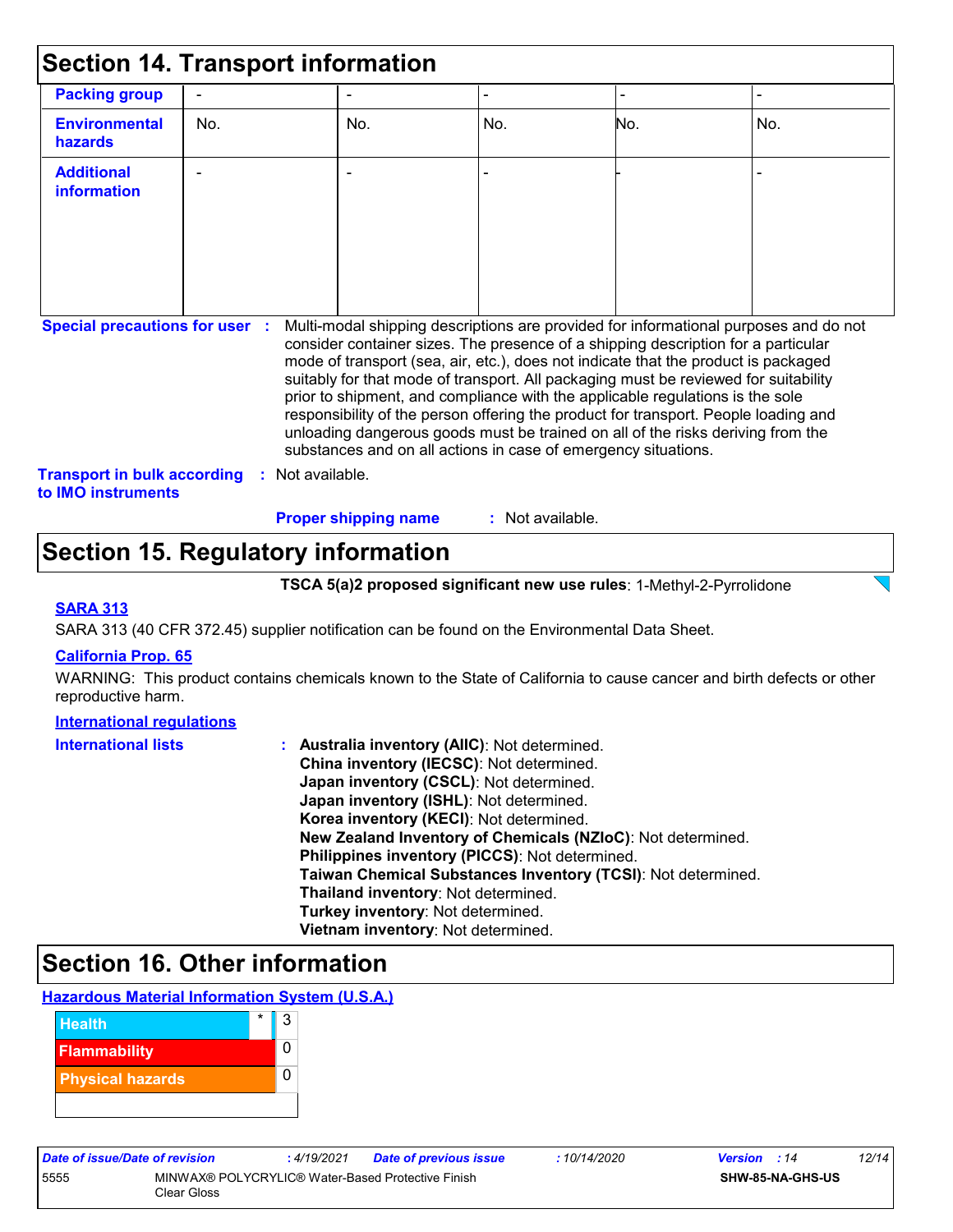## Section 14. Transport information

| | | | | | |
|---|---|---|---|---|---|
| **Packing group** | - | - | - | - | - |
| **Environmental hazards** | No. | No. | No. | No. | No. |
| **Additional information** | - | - | - | - | - |

**Special precautions for user** : Multi-modal shipping descriptions are provided for informational purposes and do not consider container sizes. The presence of a shipping description for a particular mode of transport (sea, air, etc.), does not indicate that the product is packaged suitably for that mode of transport. All packaging must be reviewed for suitability prior to shipment, and compliance with the applicable regulations is the sole responsibility of the person offering the product for transport. People loading and unloading dangerous goods must be trained on all of the risks deriving from the substances and on all actions in case of emergency situations.

**Transport in bulk according to IMO instruments** : Not available.

**Proper shipping name** : Not available.

## Section 15. Regulatory information

**TSCA 5(a)2 proposed significant new use rules**: 1-Methyl-2-Pyrrolidone

**SARA 313**

SARA 313 (40 CFR 372.45) supplier notification can be found on the Environmental Data Sheet.

**California Prop. 65**

WARNING: This product contains chemicals known to the State of California to cause cancer and birth defects or other reproductive harm.

**International regulations**

**International lists** :
**Australia inventory (AIIC)**: Not determined.
**China inventory (IECSC)**: Not determined.
**Japan inventory (CSCL)**: Not determined.
**Japan inventory (ISHL)**: Not determined.
**Korea inventory (KECI)**: Not determined.
**New Zealand Inventory of Chemicals (NZIoC)**: Not determined.
**Philippines inventory (PICCS)**: Not determined.
**Taiwan Chemical Substances Inventory (TCSI)**: Not determined.
**Thailand inventory**: Not determined.
**Turkey inventory**: Not determined.
**Vietnam inventory**: Not determined.

## Section 16. Other information

**Hazardous Material Information System (U.S.A.)**

| | | |
|---|---|---|
| Health | * | 3 |
| Flammability | | 0 |
| Physical hazards | | 0 |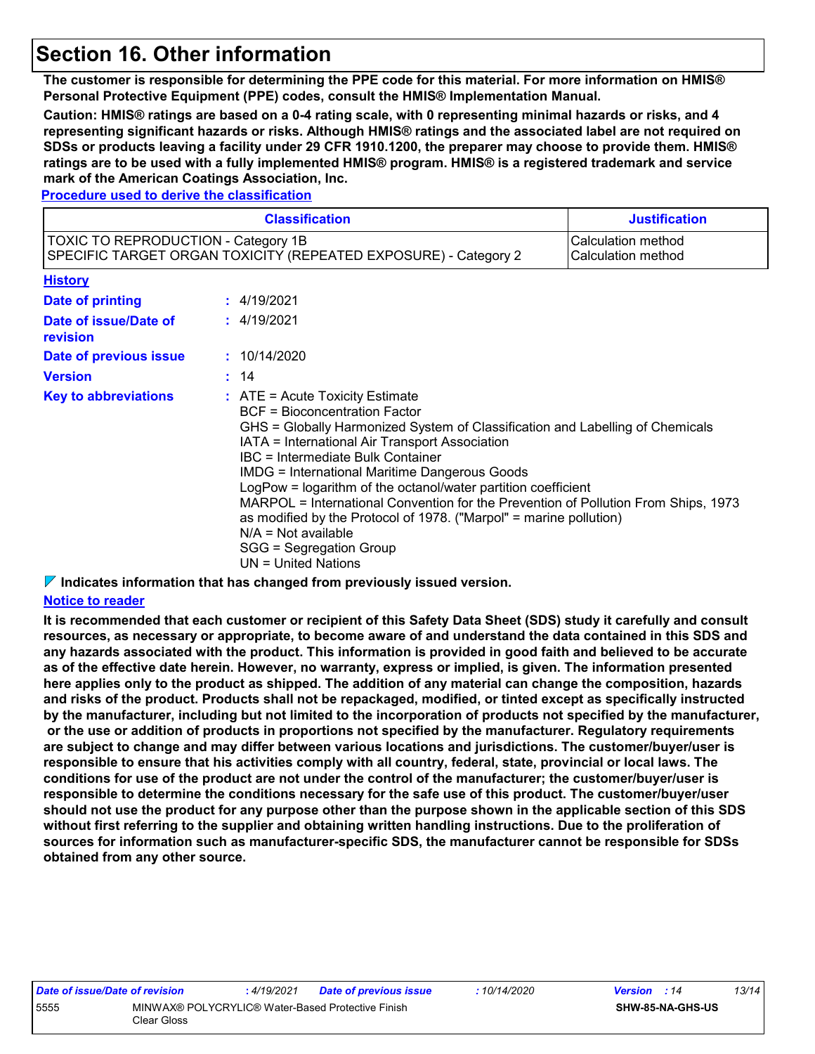## Section 16. Other information

**The customer is responsible for determining the PPE code for this material. For more information on HMIS® Personal Protective Equipment (PPE) codes, consult the HMIS® Implementation Manual.**

**Caution: HMIS® ratings are based on a 0-4 rating scale, with 0 representing minimal hazards or risks, and 4 representing significant hazards or risks. Although HMIS® ratings and the associated label are not required on SDSs or products leaving a facility under 29 CFR 1910.1200, the preparer may choose to provide them. HMIS® ratings are to be used with a fully implemented HMIS® program. HMIS® is a registered trademark and service mark of the American Coatings Association, Inc.**

**Procedure used to derive the classification**

| Classification | Justification |
|---|---|
| TOXIC TO REPRODUCTION - Category 1B<br>SPECIFIC TARGET ORGAN TOXICITY (REPEATED EXPOSURE) - Category 2 | Calculation method<br>Calculation method |

**History**

**Date of printing** : 4/19/2021

**Date of issue/Date of revision** : 4/19/2021

**Date of previous issue** : 10/14/2020

**Version** : 14

**Key to abbreviations** :
ATE = Acute Toxicity Estimate
BCF = Bioconcentration Factor
GHS = Globally Harmonized System of Classification and Labelling of Chemicals
IATA = International Air Transport Association
IBC = Intermediate Bulk Container
IMDG = International Maritime Dangerous Goods
LogPow = logarithm of the octanol/water partition coefficient
MARPOL = International Convention for the Prevention of Pollution From Ships, 1973 as modified by the Protocol of 1978. ("Marpol" = marine pollution)
N/A = Not available
SGG = Segregation Group
UN = United Nations

**Indicates information that has changed from previously issued version.**

**Notice to reader**

**It is recommended that each customer or recipient of this Safety Data Sheet (SDS) study it carefully and consult resources, as necessary or appropriate, to become aware of and understand the data contained in this SDS and any hazards associated with the product. This information is provided in good faith and believed to be accurate as of the effective date herein. However, no warranty, express or implied, is given. The information presented here applies only to the product as shipped. The addition of any material can change the composition, hazards and risks of the product. Products shall not be repackaged, modified, or tinted except as specifically instructed by the manufacturer, including but not limited to the incorporation of products not specified by the manufacturer, or the use or addition of products in proportions not specified by the manufacturer. Regulatory requirements are subject to change and may differ between various locations and jurisdictions. The customer/buyer/user is responsible to ensure that his activities comply with all country, federal, state, provincial or local laws. The conditions for use of the product are not under the control of the manufacturer; the customer/buyer/user is responsible to determine the conditions necessary for the safe use of this product. The customer/buyer/user should not use the product for any purpose other than the purpose shown in the applicable section of this SDS without first referring to the supplier and obtaining written handling instructions. Due to the proliferation of sources for information such as manufacturer-specific SDS, the manufacturer cannot be responsible for SDSs obtained from any other source.**